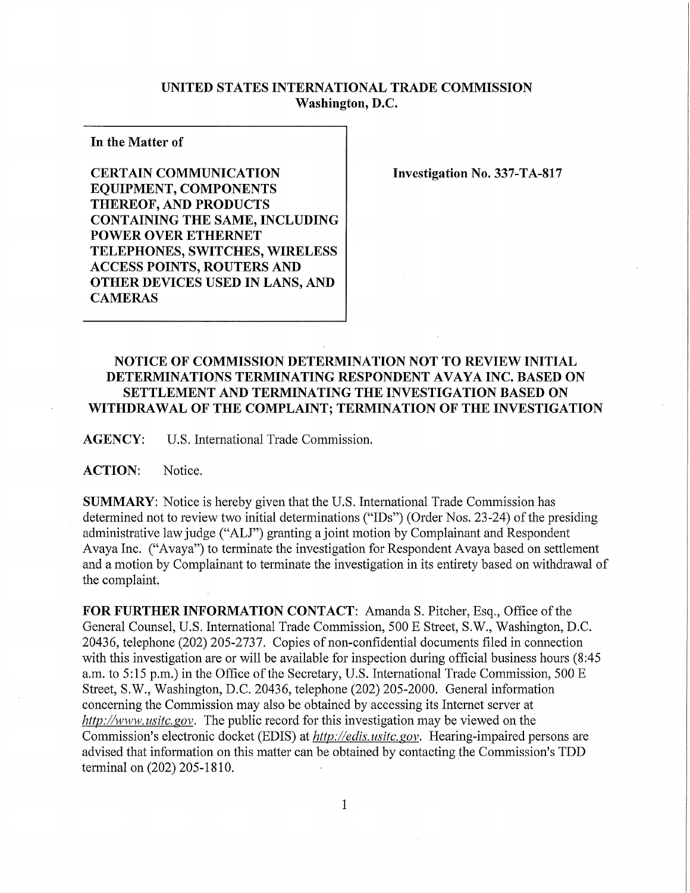**UNITED STATES INTERNATIONAL TRADE COMMISSION**
**Washington, D.C.**

| In the Matter of<br><br>**CERTAIN COMMUNICATION EQUIPMENT, COMPONENTS THEREOF, AND PRODUCTS CONTAINING THE SAME, INCLUDING POWER OVER ETHERNET TELEPHONES, SWITCHES, WIRELESS ACCESS POINTS, ROUTERS AND OTHER DEVICES USED IN LANS, AND CAMERAS** | **Investigation No. 337-TA-817** |
|---|---|

## NOTICE OF COMMISSION DETERMINATION NOT TO REVIEW INITIAL DETERMINATIONS TERMINATING RESPONDENT AVAYA INC. BASED ON SETTLEMENT AND TERMINATING THE INVESTIGATION BASED ON WITHDRAWAL OF THE COMPLAINT; TERMINATION OF THE INVESTIGATION

**AGENCY:** U.S. International Trade Commission.

**ACTION:** Notice.

**SUMMARY:** Notice is hereby given that the U.S. International Trade Commission has determined not to review two initial determinations ("IDs") (Order Nos. 23-24) of the presiding administrative law judge ("ALJ") granting a joint motion by Complainant and Respondent Avaya Inc. ("Avaya") to terminate the investigation for Respondent Avaya based on settlement and a motion by Complainant to terminate the investigation in its entirety based on withdrawal of the complaint.

**FOR FURTHER INFORMATION CONTACT:** Amanda S. Pitcher, Esq., Office of the General Counsel, U.S. International Trade Commission, 500 E Street, S.W., Washington, D.C. 20436, telephone (202) 205-2737. Copies of non-confidential documents filed in connection with this investigation are or will be available for inspection during official business hours (8:45 a.m. to 5:15 p.m.) in the Office of the Secretary, U.S. International Trade Commission, 500 E Street, S.W., Washington, D.C. 20436, telephone (202) 205-2000. General information concerning the Commission may also be obtained by accessing its Internet server at *http://www.usitc.gov*. The public record for this investigation may be viewed on the Commission's electronic docket (EDIS) at *http://edis.usitc.gov*. Hearing-impaired persons are advised that information on this matter can be obtained by contacting the Commission's TDD terminal on (202) 205-1810.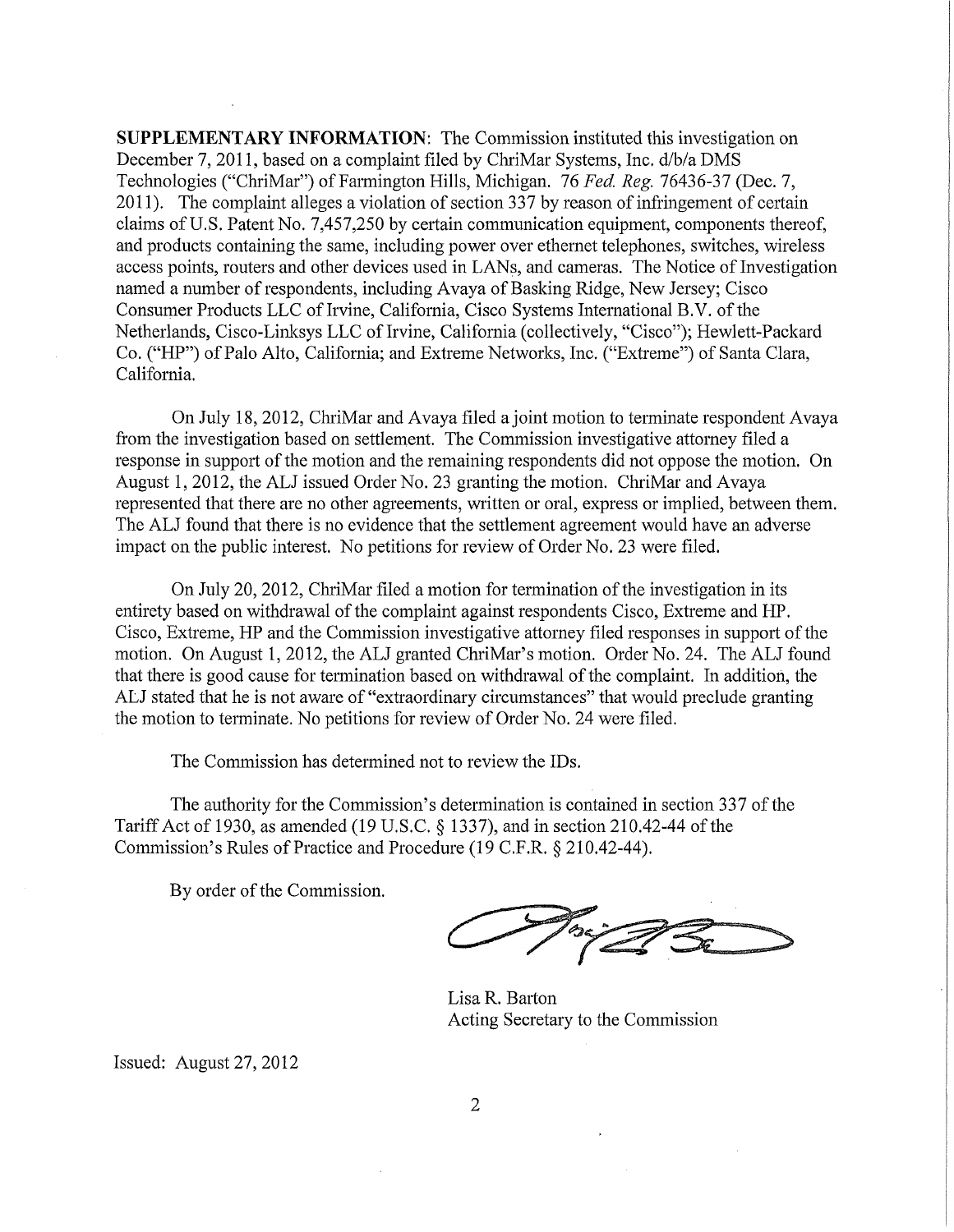**SUPPLEMENTARY INFORMATION**: The Commission instituted this investigation on December 7, 2011, based on a complaint filed by ChriMar Systems, Inc. d/b/a DMS Technologies ("ChriMar") of Farmington Hills, Michigan. 76 *Fed. Reg.* 76436-37 (Dec. 7, 2011). The complaint alleges a violation of section 337 by reason of infringement of certain claims of U.S. Patent No. 7,457,250 by certain communication equipment, components thereof, and products containing the same, including power over ethernet telephones, switches, wireless access points, routers and other devices used in LANs, and cameras. The Notice of Investigation named a number of respondents, including Avaya of Basking Ridge, New Jersey; Cisco Consumer Products LLC of Irvine, California, Cisco Systems International B.V. of the Netherlands, Cisco-Linksys LLC of Irvine, California (collectively, "Cisco"); Hewlett-Packard Co. ("HP") of Palo Alto, California; and Extreme Networks, Inc. ("Extreme") of Santa Clara, California.

On July 18, 2012, ChriMar and Avaya filed a joint motion to terminate respondent Avaya from the investigation based on settlement. The Commission investigative attorney filed a response in support of the motion and the remaining respondents did not oppose the motion. On August 1, 2012, the ALJ issued Order No. 23 granting the motion. ChriMar and Avaya represented that there are no other agreements, written or oral, express or implied, between them. The ALJ found that there is no evidence that the settlement agreement would have an adverse impact on the public interest. No petitions for review of Order No. 23 were filed.

On July 20, 2012, ChriMar filed a motion for termination of the investigation in its entirety based on withdrawal of the complaint against respondents Cisco, Extreme and HP. Cisco, Extreme, HP and the Commission investigative attorney filed responses in support of the motion. On August 1, 2012, the ALJ granted ChriMar's motion. Order No. 24. The ALJ found that there is good cause for termination based on withdrawal of the complaint. In addition, the ALJ stated that he is not aware of "extraordinary circumstances" that would preclude granting the motion to terminate. No petitions for review of Order No. 24 were filed.

The Commission has determined not to review the IDs.

The authority for the Commission's determination is contained in section 337 of the Tariff Act of 1930, as amended (19 U.S.C. § 1337), and in section 210.42-44 of the Commission's Rules of Practice and Procedure (19 C.F.R. § 210.42-44).

By order of the Commission.

Lisa R. Barton
Acting Secretary to the Commission

Issued: August 27, 2012